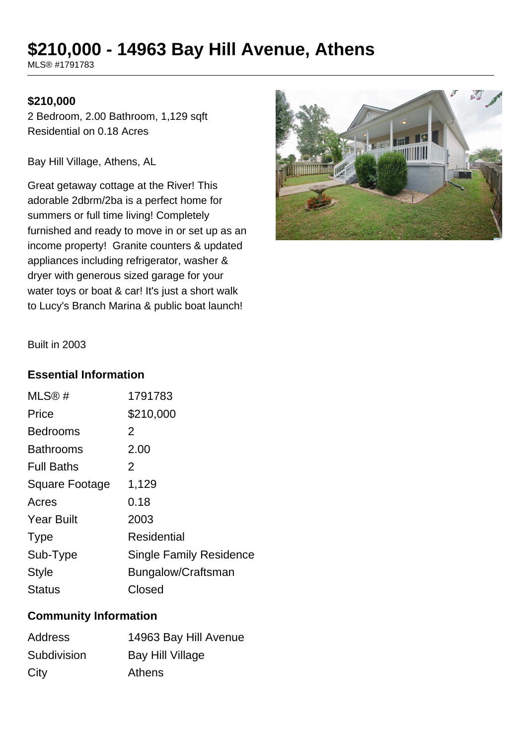# $210,000 - 14963 Bay Hill Avenue, Athens

MLS® #1791783

**$210,000**

2 Bedroom, 2.00 Bathroom, 1,129 sqft
Residential on 0.18 Acres

Bay Hill Village, Athens, AL

Great getaway cottage at the River! This adorable 2dbrm/2ba is a perfect home for summers or full time living! Completely furnished and ready to move in or set up as an income property! Granite counters & updated appliances including refrigerator, washer & dryer with generous sized garage for your water toys or boat & car! It's just a short walk to Lucy's Branch Marina & public boat launch!

Built in 2003

## Essential Information

| | |
|---|---|
| MLS® # | 1791783 |
| Price | $210,000 |
| Bedrooms | 2 |
| Bathrooms | 2.00 |
| Full Baths | 2 |
| Square Footage | 1,129 |
| Acres | 0.18 |
| Year Built | 2003 |
| Type | Residential |
| Sub-Type | Single Family Residence |
| Style | Bungalow/Craftsman |
| Status | Closed |

## Community Information

| | |
|---|---|
| Address | 14963 Bay Hill Avenue |
| Subdivision | Bay Hill Village |
| City | Athens |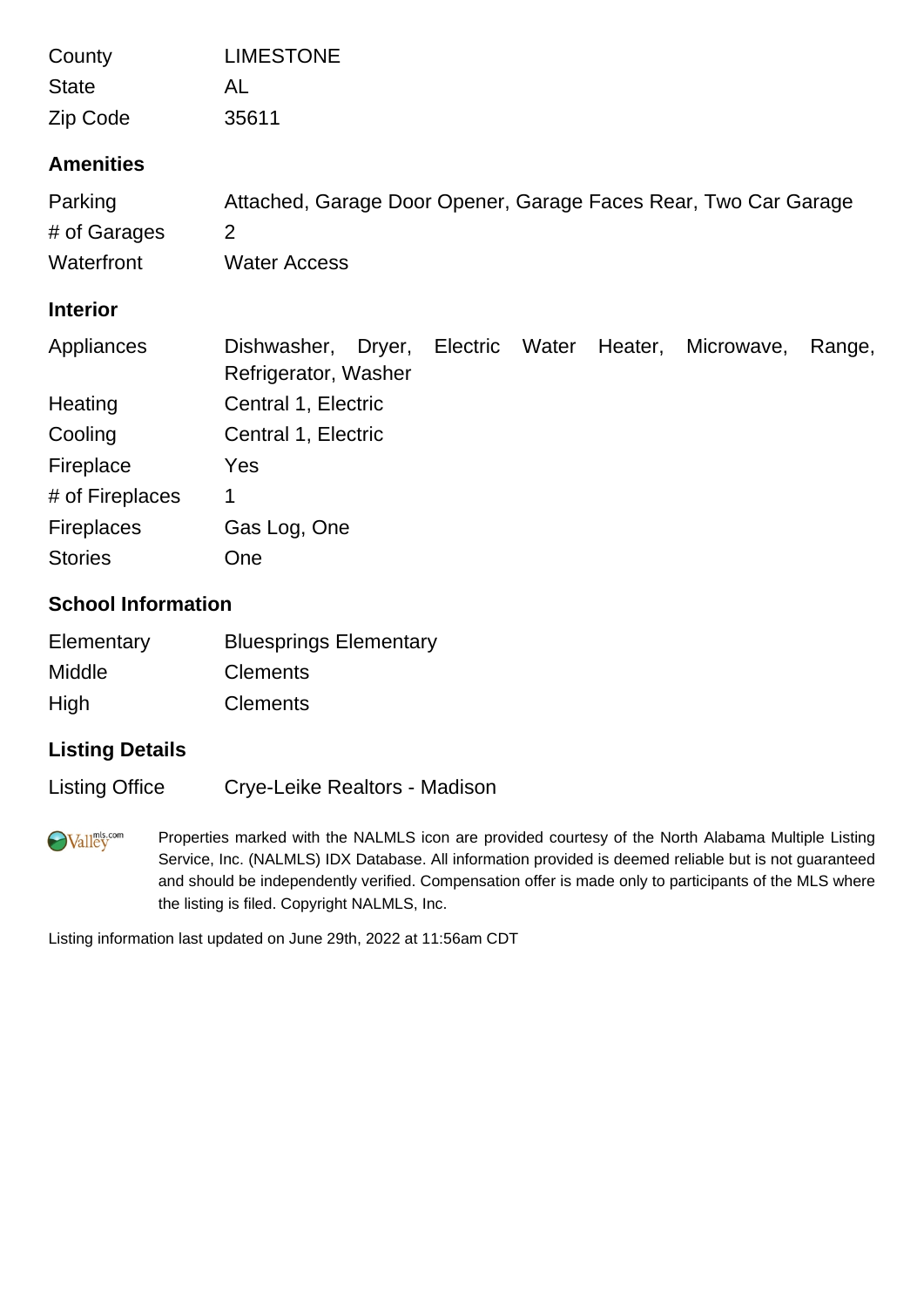| | |
|---|---|
| County | LIMESTONE |
| State | AL |
| Zip Code | 35611 |

### Amenities

| | |
|---|---|
| Parking | Attached, Garage Door Opener, Garage Faces Rear, Two Car Garage |
| # of Garages | 2 |
| Waterfront | Water Access |

### Interior

| | |
|---|---|
| Appliances | Dishwasher, Dryer, Electric Water Heater, Microwave, Range, Refrigerator, Washer |
| Heating | Central 1, Electric |
| Cooling | Central 1, Electric |
| Fireplace | Yes |
| # of Fireplaces | 1 |
| Fireplaces | Gas Log, One |
| Stories | One |

### School Information

| | |
|---|---|
| Elementary | Bluesprings Elementary |
| Middle | Clements |
| High | Clements |

### Listing Details

| | |
|---|---|
| Listing Office | Crye-Leike Realtors - Madison |

Properties marked with the NALMLS icon are provided courtesy of the North Alabama Multiple Listing Service, Inc. (NALMLS) IDX Database. All information provided is deemed reliable but is not guaranteed and should be independently verified. Compensation offer is made only to participants of the MLS where the listing is filed. Copyright NALMLS, Inc.

Listing information last updated on June 29th, 2022 at 11:56am CDT